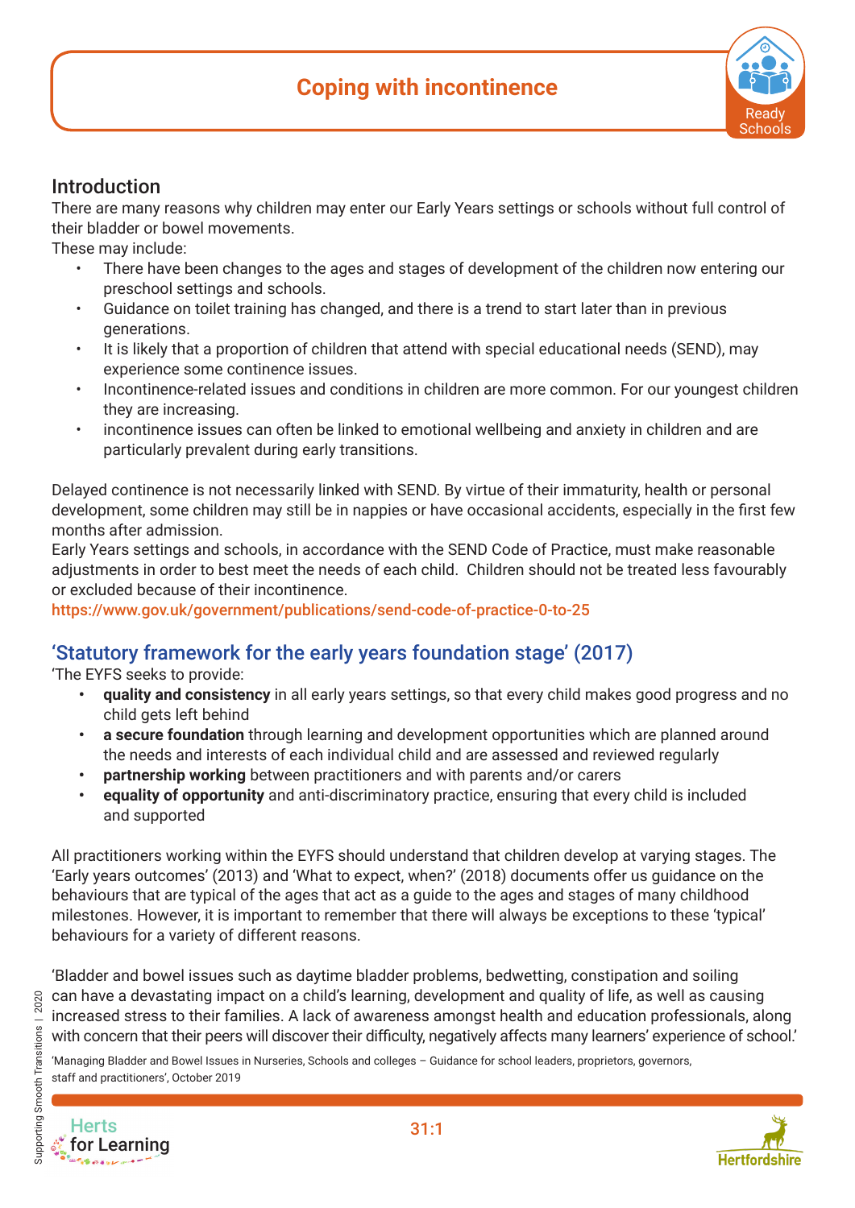# Coping with incontinence

## Introduction

There are many reasons why children may enter our Early Years settings or schools without full control of their bladder or bowel movements.

These may include:

- There have been changes to the ages and stages of development of the children now entering our preschool settings and schools.
- Guidance on toilet training has changed, and there is a trend to start later than in previous generations.
- It is likely that a proportion of children that attend with special educational needs (SEND), may experience some continence issues.
- Incontinence-related issues and conditions in children are more common. For our youngest children they are increasing.
- incontinence issues can often be linked to emotional wellbeing and anxiety in children and are particularly prevalent during early transitions.

Delayed continence is not necessarily linked with SEND. By virtue of their immaturity, health or personal development, some children may still be in nappies or have occasional accidents, especially in the first few months after admission.

Early Years settings and schools, in accordance with the SEND Code of Practice, must make reasonable adjustments in order to best meet the needs of each child. Children should not be treated less favourably or excluded because of their incontinence.

https://www.gov.uk/government/publications/send-code-of-practice-0-to-25

## 'Statutory framework for the early years foundation stage' (2017)

'The EYFS seeks to provide:

- **quality and consistency** in all early years settings, so that every child makes good progress and no child gets left behind
- **a secure foundation** through learning and development opportunities which are planned around the needs and interests of each individual child and are assessed and reviewed regularly
- **partnership working** between practitioners and with parents and/or carers
- **equality of opportunity** and anti-discriminatory practice, ensuring that every child is included and supported

All practitioners working within the EYFS should understand that children develop at varying stages. The 'Early years outcomes' (2013) and 'What to expect, when?' (2018) documents offer us guidance on the behaviours that are typical of the ages that act as a guide to the ages and stages of many childhood milestones. However, it is important to remember that there will always be exceptions to these 'typical' behaviours for a variety of different reasons.

'Bladder and bowel issues such as daytime bladder problems, bedwetting, constipation and soiling can have a devastating impact on a child's learning, development and quality of life, as well as causing increased stress to their families. A lack of awareness amongst health and education professionals, along with concern that their peers will discover their difficulty, negatively affects many learners' experience of school.'

'Managing Bladder and Bowel Issues in Nurseries, Schools and colleges – Guidance for school leaders, proprietors, governors, staff and practitioners', October 2019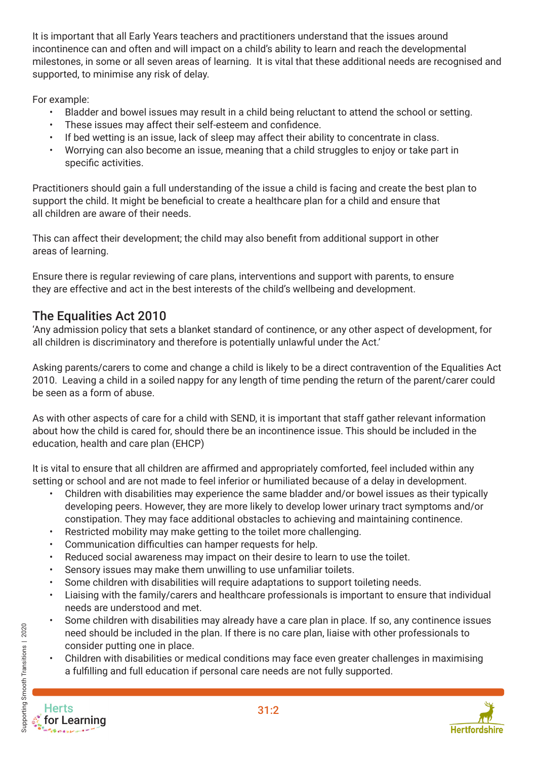It is important that all Early Years teachers and practitioners understand that the issues around incontinence can and often and will impact on a child's ability to learn and reach the developmental milestones, in some or all seven areas of learning. It is vital that these additional needs are recognised and supported, to minimise any risk of delay.

For example:

- Bladder and bowel issues may result in a child being reluctant to attend the school or setting.
- These issues may affect their self-esteem and confidence.
- If bed wetting is an issue, lack of sleep may affect their ability to concentrate in class.
- Worrying can also become an issue, meaning that a child struggles to enjoy or take part in specific activities.

Practitioners should gain a full understanding of the issue a child is facing and create the best plan to support the child. It might be beneficial to create a healthcare plan for a child and ensure that all children are aware of their needs.

This can affect their development; the child may also benefit from additional support in other areas of learning.

Ensure there is regular reviewing of care plans, interventions and support with parents, to ensure they are effective and act in the best interests of the child's wellbeing and development.

## The Equalities Act 2010

'Any admission policy that sets a blanket standard of continence, or any other aspect of development, for all children is discriminatory and therefore is potentially unlawful under the Act.'

Asking parents/carers to come and change a child is likely to be a direct contravention of the Equalities Act 2010. Leaving a child in a soiled nappy for any length of time pending the return of the parent/carer could be seen as a form of abuse.

As with other aspects of care for a child with SEND, it is important that staff gather relevant information about how the child is cared for, should there be an incontinence issue. This should be included in the education, health and care plan (EHCP)

It is vital to ensure that all children are affirmed and appropriately comforted, feel included within any setting or school and are not made to feel inferior or humiliated because of a delay in development.

- Children with disabilities may experience the same bladder and/or bowel issues as their typically developing peers. However, they are more likely to develop lower urinary tract symptoms and/or constipation. They may face additional obstacles to achieving and maintaining continence.
- Restricted mobility may make getting to the toilet more challenging.
- Communication difficulties can hamper requests for help.
- Reduced social awareness may impact on their desire to learn to use the toilet.
- Sensory issues may make them unwilling to use unfamiliar toilets.
- Some children with disabilities will require adaptations to support toileting needs.
- Liaising with the family/carers and healthcare professionals is important to ensure that individual needs are understood and met.
- Some children with disabilities may already have a care plan in place. If so, any continence issues need should be included in the plan. If there is no care plan, liaise with other professionals to consider putting one in place.
- Children with disabilities or medical conditions may face even greater challenges in maximising a fulfilling and full education if personal care needs are not fully supported.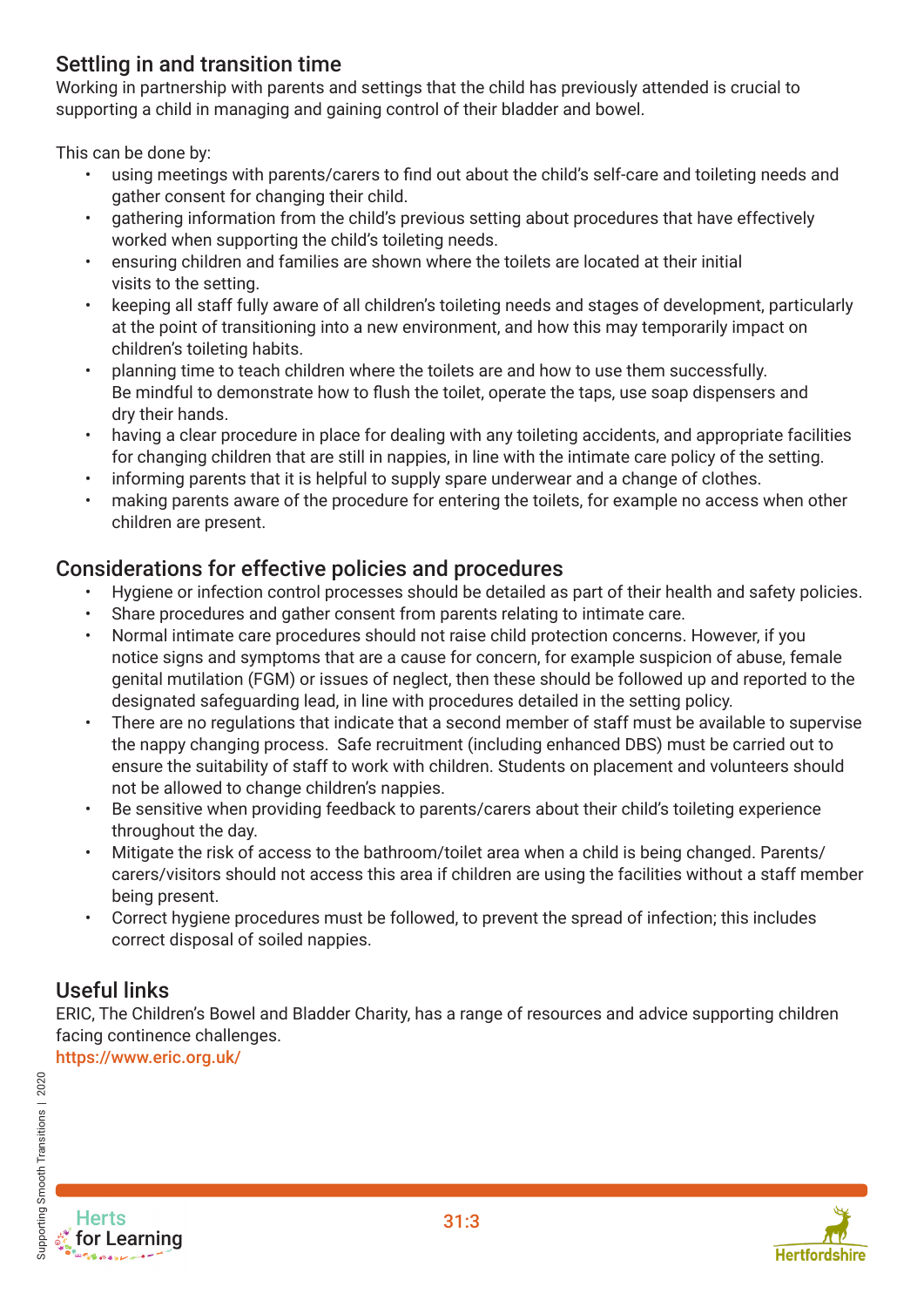## Settling in and transition time

Working in partnership with parents and settings that the child has previously attended is crucial to supporting a child in managing and gaining control of their bladder and bowel.

This can be done by:

- using meetings with parents/carers to find out about the child's self-care and toileting needs and gather consent for changing their child.
- gathering information from the child's previous setting about procedures that have effectively worked when supporting the child's toileting needs.
- ensuring children and families are shown where the toilets are located at their initial visits to the setting.
- keeping all staff fully aware of all children's toileting needs and stages of development, particularly at the point of transitioning into a new environment, and how this may temporarily impact on children's toileting habits.
- planning time to teach children where the toilets are and how to use them successfully. Be mindful to demonstrate how to flush the toilet, operate the taps, use soap dispensers and dry their hands.
- having a clear procedure in place for dealing with any toileting accidents, and appropriate facilities for changing children that are still in nappies, in line with the intimate care policy of the setting.
- informing parents that it is helpful to supply spare underwear and a change of clothes.
- making parents aware of the procedure for entering the toilets, for example no access when other children are present.

## Considerations for effective policies and procedures

- Hygiene or infection control processes should be detailed as part of their health and safety policies.
- Share procedures and gather consent from parents relating to intimate care.
- Normal intimate care procedures should not raise child protection concerns. However, if you notice signs and symptoms that are a cause for concern, for example suspicion of abuse, female genital mutilation (FGM) or issues of neglect, then these should be followed up and reported to the designated safeguarding lead, in line with procedures detailed in the setting policy.
- There are no regulations that indicate that a second member of staff must be available to supervise the nappy changing process. Safe recruitment (including enhanced DBS) must be carried out to ensure the suitability of staff to work with children. Students on placement and volunteers should not be allowed to change children's nappies.
- Be sensitive when providing feedback to parents/carers about their child's toileting experience throughout the day.
- Mitigate the risk of access to the bathroom/toilet area when a child is being changed. Parents/carers/visitors should not access this area if children are using the facilities without a staff member being present.
- Correct hygiene procedures must be followed, to prevent the spread of infection; this includes correct disposal of soiled nappies.

## Useful links

ERIC, The Children's Bowel and Bladder Charity, has a range of resources and advice supporting children facing continence challenges.
https://www.eric.org.uk/